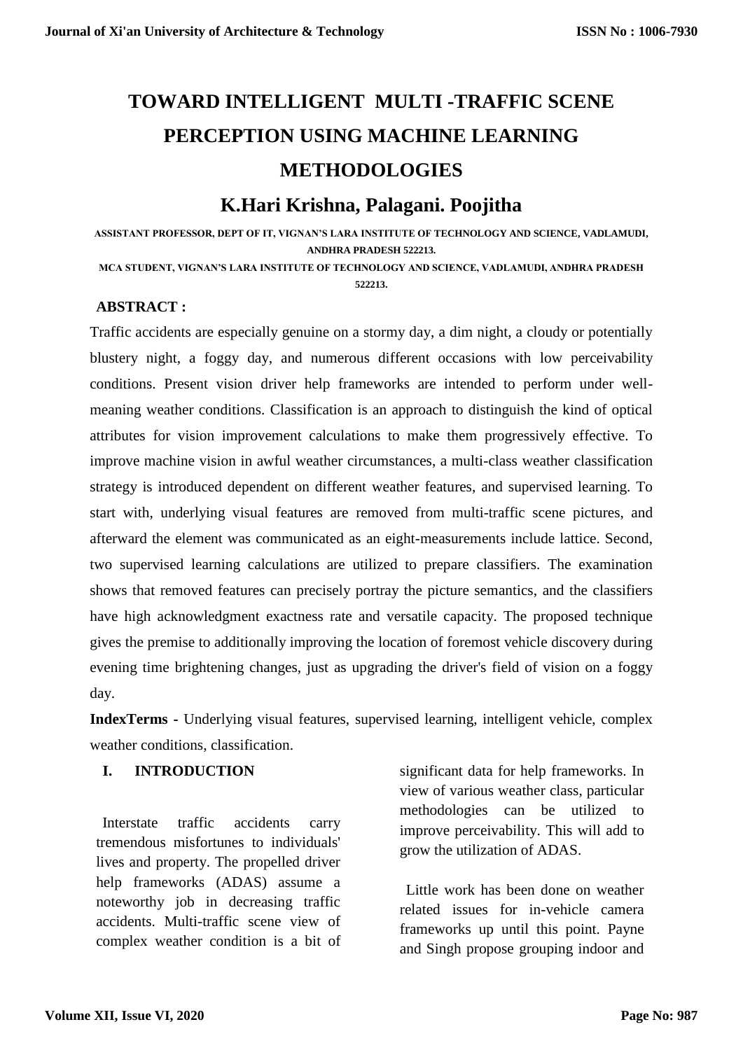# TOWARD INTELLIGENT MULTI -TRAFFIC SCENE PERCEPTION USING MACHINE LEARNING METHODOLOGIES

## K.Hari Krishna, Palagani. Poojitha

ASSISTANT PROFESSOR, DEPT OF IT, VIGNAN'S LARA INSTITUTE OF TECHNOLOGY AND SCIENCE, VADLAMUDI, ANDHRA PRADESH 522213.

MCA STUDENT, VIGNAN'S LARA INSTITUTE OF TECHNOLOGY AND SCIENCE, VADLAMUDI, ANDHRA PRADESH 522213.

**ABSTRACT :**

Traffic accidents are especially genuine on a stormy day, a dim night, a cloudy or potentially blustery night, a foggy day, and numerous different occasions with low perceivability conditions. Present vision driver help frameworks are intended to perform under well-meaning weather conditions. Classification is an approach to distinguish the kind of optical attributes for vision improvement calculations to make them progressively effective. To improve machine vision in awful weather circumstances, a multi-class weather classification strategy is introduced dependent on different weather features, and supervised learning. To start with, underlying visual features are removed from multi-traffic scene pictures, and afterward the element was communicated as an eight-measurements include lattice. Second, two supervised learning calculations are utilized to prepare classifiers. The examination shows that removed features can precisely portray the picture semantics, and the classifiers have high acknowledgment exactness rate and versatile capacity. The proposed technique gives the premise to additionally improving the location of foremost vehicle discovery during evening time brightening changes, just as upgrading the driver's field of vision on a foggy day.

**IndexTerms -** Underlying visual features, supervised learning, intelligent vehicle, complex weather conditions, classification.

## I. INTRODUCTION

Interstate traffic accidents carry tremendous misfortunes to individuals' lives and property. The propelled driver help frameworks (ADAS) assume a noteworthy job in decreasing traffic accidents. Multi-traffic scene view of complex weather condition is a bit of significant data for help frameworks. In view of various weather class, particular methodologies can be utilized to improve perceivability. This will add to grow the utilization of ADAS.

Little work has been done on weather related issues for in-vehicle camera frameworks up until this point. Payne and Singh propose grouping indoor and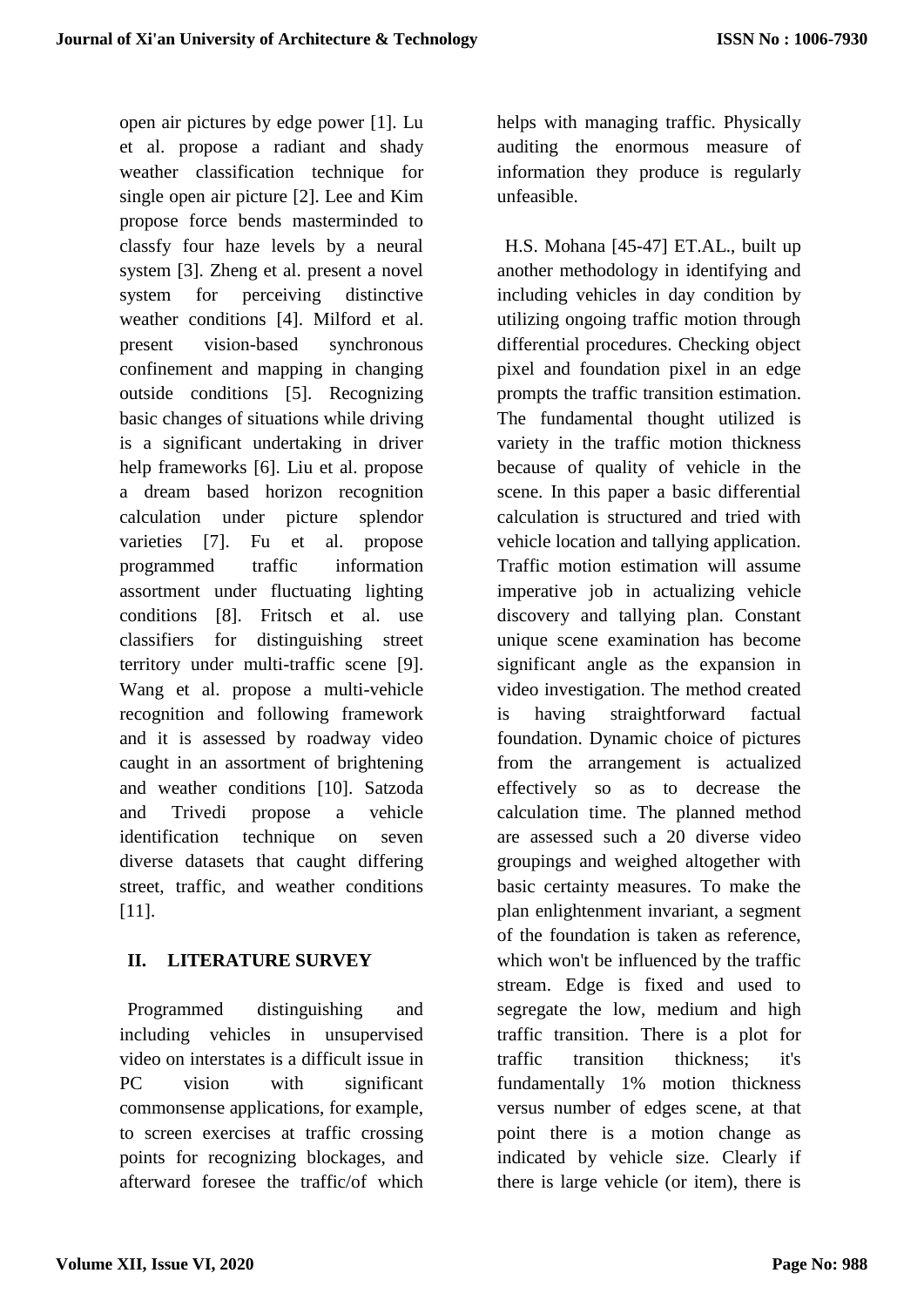open air pictures by edge power [1]. Lu et al. propose a radiant and shady weather classification technique for single open air picture [2]. Lee and Kim propose force bends masterminded to classfy four haze levels by a neural system [3]. Zheng et al. present a novel system for perceiving distinctive weather conditions [4]. Milford et al. present vision-based synchronous confinement and mapping in changing outside conditions [5]. Recognizing basic changes of situations while driving is a significant undertaking in driver help frameworks [6]. Liu et al. propose a dream based horizon recognition calculation under picture splendor varieties [7]. Fu et al. propose programmed traffic information assortment under fluctuating lighting conditions [8]. Fritsch et al. use classifiers for distinguishing street territory under multi-traffic scene [9]. Wang et al. propose a multi-vehicle recognition and following framework and it is assessed by roadway video caught in an assortment of brightening and weather conditions [10]. Satzoda and Trivedi propose a vehicle identification technique on seven diverse datasets that caught differing street, traffic, and weather conditions [11].

## II. LITERATURE SURVEY

Programmed distinguishing and including vehicles in unsupervised video on interstates is a difficult issue in PC vision with significant commonsense applications, for example, to screen exercises at traffic crossing points for recognizing blockages, and afterward foresee the traffic/of which helps with managing traffic. Physically auditing the enormous measure of information they produce is regularly unfeasible.

H.S. Mohana [45-47] ET.AL., built up another methodology in identifying and including vehicles in day condition by utilizing ongoing traffic motion through differential procedures. Checking object pixel and foundation pixel in an edge prompts the traffic transition estimation. The fundamental thought utilized is variety in the traffic motion thickness because of quality of vehicle in the scene. In this paper a basic differential calculation is structured and tried with vehicle location and tallying application. Traffic motion estimation will assume imperative job in actualizing vehicle discovery and tallying plan. Constant unique scene examination has become significant angle as the expansion in video investigation. The method created is having straightforward factual foundation. Dynamic choice of pictures from the arrangement is actualized effectively so as to decrease the calculation time. The planned method are assessed such a 20 diverse video groupings and weighed altogether with basic certainty measures. To make the plan enlightenment invariant, a segment of the foundation is taken as reference, which won't be influenced by the traffic stream. Edge is fixed and used to segregate the low, medium and high traffic transition. There is a plot for traffic transition thickness; it's fundamentally 1% motion thickness versus number of edges scene, at that point there is a motion change as indicated by vehicle size. Clearly if there is large vehicle (or item), there is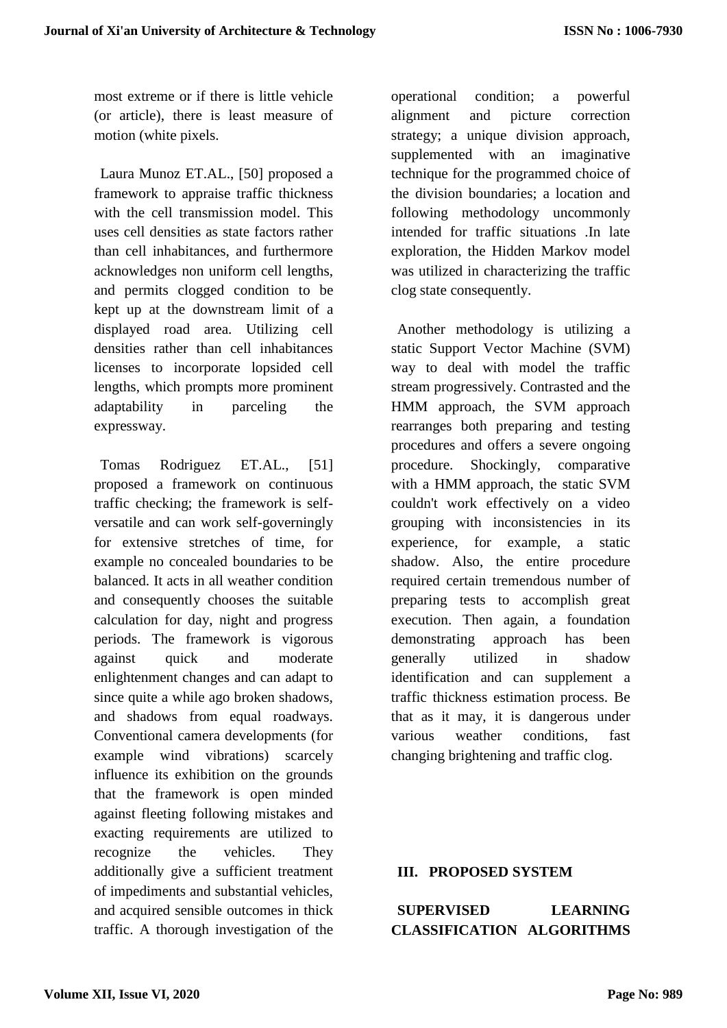most extreme or if there is little vehicle (or article), there is least measure of motion (white pixels.

Laura Munoz ET.AL., [50] proposed a framework to appraise traffic thickness with the cell transmission model. This uses cell densities as state factors rather than cell inhabitances, and furthermore acknowledges non uniform cell lengths, and permits clogged condition to be kept up at the downstream limit of a displayed road area. Utilizing cell densities rather than cell inhabitances licenses to incorporate lopsided cell lengths, which prompts more prominent adaptability in parceling the expressway.

Tomas Rodriguez ET.AL., [51] proposed a framework on continuous traffic checking; the framework is self-versatile and can work self-governingly for extensive stretches of time, for example no concealed boundaries to be balanced. It acts in all weather condition and consequently chooses the suitable calculation for day, night and progress periods. The framework is vigorous against quick and moderate enlightenment changes and can adapt to since quite a while ago broken shadows, and shadows from equal roadways. Conventional camera developments (for example wind vibrations) scarcely influence its exhibition on the grounds that the framework is open minded against fleeting following mistakes and exacting requirements are utilized to recognize the vehicles. They additionally give a sufficient treatment of impediments and substantial vehicles, and acquired sensible outcomes in thick traffic. A thorough investigation of the operational condition; a powerful alignment and picture correction strategy; a unique division approach, supplemented with an imaginative technique for the programmed choice of the division boundaries; a location and following methodology uncommonly intended for traffic situations .In late exploration, the Hidden Markov model was utilized in characterizing the traffic clog state consequently.

Another methodology is utilizing a static Support Vector Machine (SVM) way to deal with model the traffic stream progressively. Contrasted and the HMM approach, the SVM approach rearranges both preparing and testing procedures and offers a severe ongoing procedure. Shockingly, comparative with a HMM approach, the static SVM couldn't work effectively on a video grouping with inconsistencies in its experience, for example, a static shadow. Also, the entire procedure required certain tremendous number of preparing tests to accomplish great execution. Then again, a foundation demonstrating approach has been generally utilized in shadow identification and can supplement a traffic thickness estimation process. Be that as it may, it is dangerous under various weather conditions, fast changing brightening and traffic clog.

## III. PROPOSED SYSTEM

### SUPERVISED LEARNING CLASSIFICATION ALGORITHMS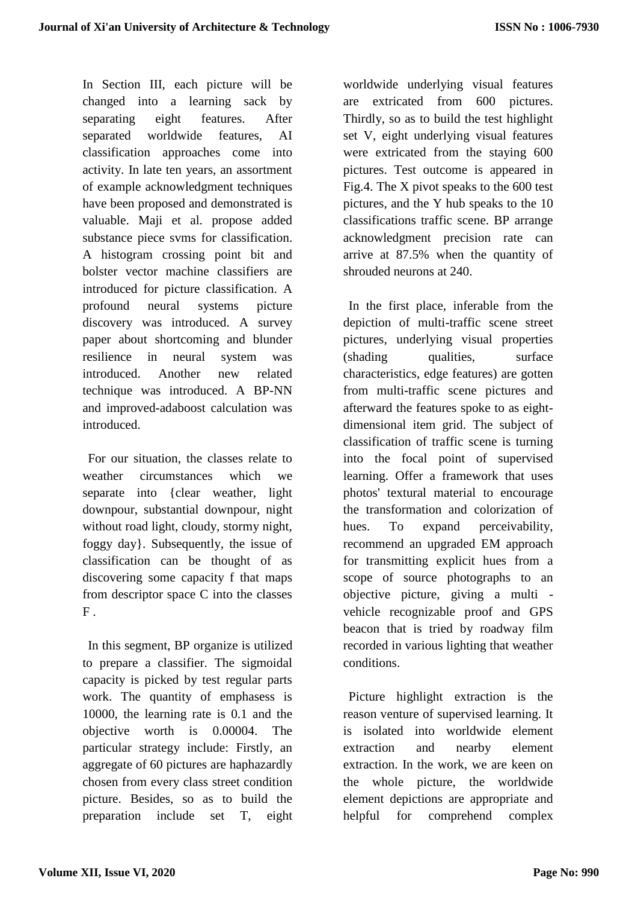In Section III, each picture will be changed into a learning sack by separating eight features. After separated worldwide features, AI classification approaches come into activity. In late ten years, an assortment of example acknowledgment techniques have been proposed and demonstrated is valuable. Maji et al. propose added substance piece svms for classification. A histogram crossing point bit and bolster vector machine classifiers are introduced for picture classification. A profound neural systems picture discovery was introduced. A survey paper about shortcoming and blunder resilience in neural system was introduced. Another new related technique was introduced. A BP-NN and improved-adaboost calculation was introduced.

For our situation, the classes relate to weather circumstances which we separate into {clear weather, light downpour, substantial downpour, night without road light, cloudy, stormy night, foggy day}. Subsequently, the issue of classification can be thought of as discovering some capacity f that maps from descriptor space C into the classes F .

In this segment, BP organize is utilized to prepare a classifier. The sigmoidal capacity is picked by test regular parts work. The quantity of emphasess is 10000, the learning rate is 0.1 and the objective worth is 0.00004. The particular strategy include: Firstly, an aggregate of 60 pictures are haphazardly chosen from every class street condition picture. Besides, so as to build the preparation include set T, eight worldwide underlying visual features are extricated from 600 pictures. Thirdly, so as to build the test highlight set V, eight underlying visual features were extricated from the staying 600 pictures. Test outcome is appeared in Fig.4. The X pivot speaks to the 600 test pictures, and the Y hub speaks to the 10 classifications traffic scene. BP arrange acknowledgment precision rate can arrive at 87.5% when the quantity of shrouded neurons at 240.

In the first place, inferable from the depiction of multi-traffic scene street pictures, underlying visual properties (shading qualities, surface characteristics, edge features) are gotten from multi-traffic scene pictures and afterward the features spoke to as eight-dimensional item grid. The subject of classification of traffic scene is turning into the focal point of supervised learning. Offer a framework that uses photos' textural material to encourage the transformation and colorization of hues. To expand perceivability, recommend an upgraded EM approach for transmitting explicit hues from a scope of source photographs to an objective picture, giving a multi - vehicle recognizable proof and GPS beacon that is tried by roadway film recorded in various lighting that weather conditions.

Picture highlight extraction is the reason venture of supervised learning. It is isolated into worldwide element extraction and nearby element extraction. In the work, we are keen on the whole picture, the worldwide element depictions are appropriate and helpful for comprehend complex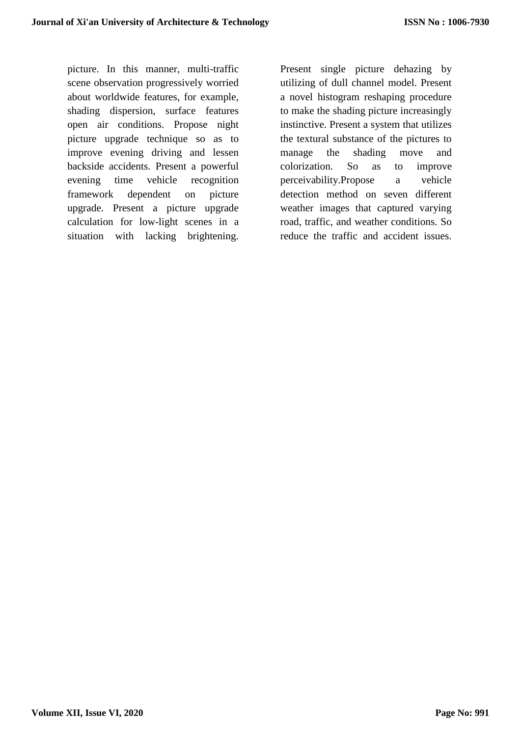picture. In this manner, multi-traffic scene observation progressively worried about worldwide features, for example, shading dispersion, surface features open air conditions. Propose night picture upgrade technique so as to improve evening driving and lessen backside accidents. Present a powerful evening time vehicle recognition framework dependent on picture upgrade. Present a picture upgrade calculation for low-light scenes in a situation with lacking brightening. Present single picture dehazing by utilizing of dull channel model. Present a novel histogram reshaping procedure to make the shading picture increasingly instinctive. Present a system that utilizes the textural substance of the pictures to manage the shading move and colorization. So as to improve perceivability.Propose a vehicle detection method on seven different weather images that captured varying road, traffic, and weather conditions. So reduce the traffic and accident issues.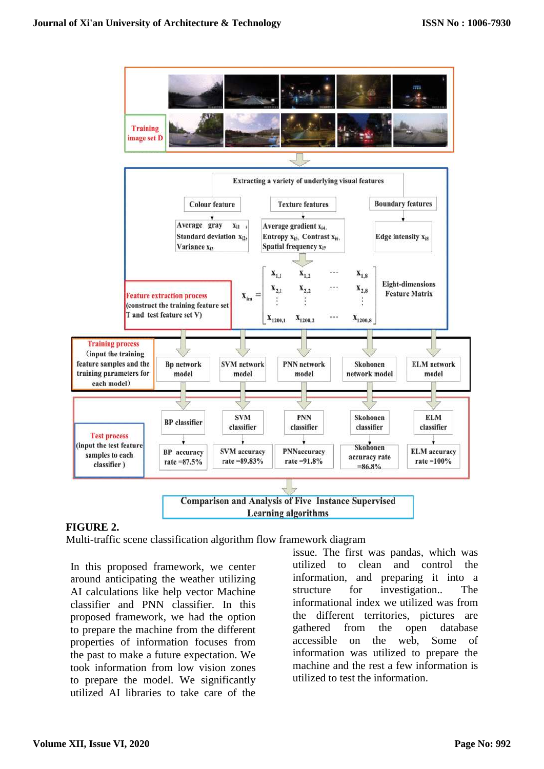**FIGURE 2.**

Multi-traffic scene classification algorithm flow framework diagram

In this proposed framework, we center around anticipating the weather utilizing AI calculations like help vector Machine classifier and PNN classifier. In this proposed framework, we had the option to prepare the machine from the different properties of information focuses from the past to make a future expectation. We took information from low vision zones to prepare the model. We significantly utilized AI libraries to take care of the issue. The first was pandas, which was utilized to clean and control the information, and preparing it into a structure for investigation.. The informational index we utilized was from the different territories, pictures are gathered from the open database accessible on the web, Some of information was utilized to prepare the machine and the rest a few information is utilized to test the information.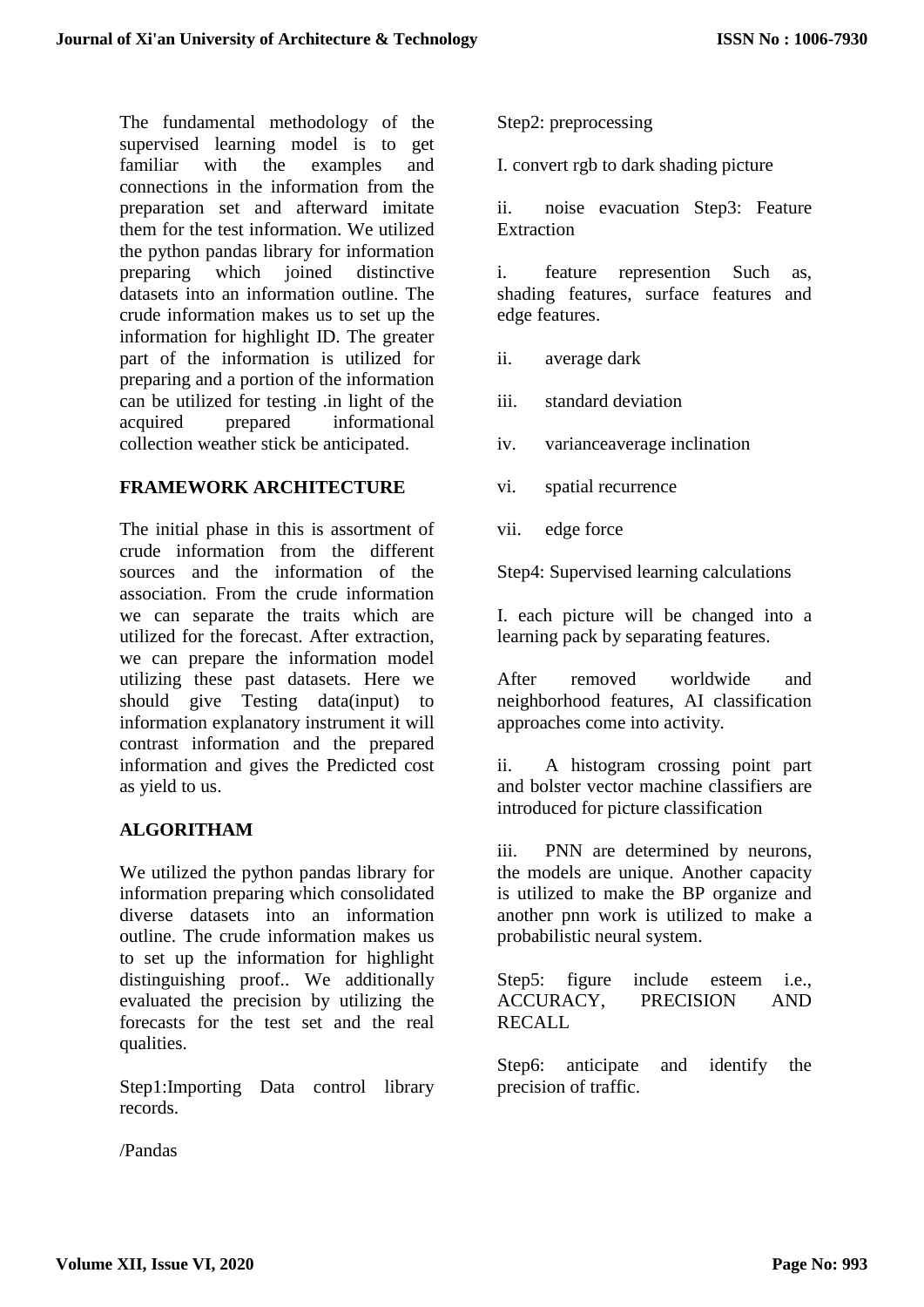The fundamental methodology of the supervised learning model is to get familiar with the examples and connections in the information from the preparation set and afterward imitate them for the test information. We utilized the python pandas library for information preparing which joined distinctive datasets into an information outline. The crude information makes us to set up the information for highlight ID. The greater part of the information is utilized for preparing and a portion of the information can be utilized for testing .in light of the acquired prepared informational collection weather stick be anticipated.

## FRAMEWORK ARCHITECTURE

The initial phase in this is assortment of crude information from the different sources and the information of the association. From the crude information we can separate the traits which are utilized for the forecast. After extraction, we can prepare the information model utilizing these past datasets. Here we should give Testing data(input) to information explanatory instrument it will contrast information and the prepared information and gives the Predicted cost as yield to us.

## ALGORITHAM

We utilized the python pandas library for information preparing which consolidated diverse datasets into an information outline. The crude information makes us to set up the information for highlight distinguishing proof.. We additionally evaluated the precision by utilizing the forecasts for the test set and the real qualities.

Step1:Importing Data control library records.

/Pandas

Step2: preprocessing

I. convert rgb to dark shading picture

ii. noise evacuation Step3: Feature Extraction

i. feature represention Such as, shading features, surface features and edge features.

ii. average dark

iii. standard deviation

iv. varianceaverage inclination

vi. spatial recurrence

vii. edge force

Step4: Supervised learning calculations

I. each picture will be changed into a learning pack by separating features.

After removed worldwide and neighborhood features, AI classification approaches come into activity.

ii. A histogram crossing point part and bolster vector machine classifiers are introduced for picture classification

iii. PNN are determined by neurons, the models are unique. Another capacity is utilized to make the BP organize and another pnn work is utilized to make a probabilistic neural system.

Step5: figure include esteem i.e., ACCURACY, PRECISION AND RECALL

Step6: anticipate and identify the precision of traffic.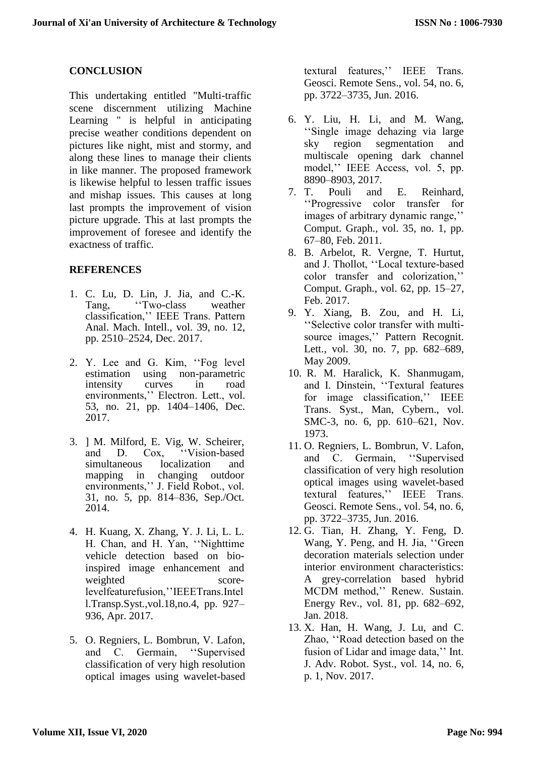## CONCLUSION

This undertaking entitled "Multi-traffic scene discernment utilizing Machine Learning " is helpful in anticipating precise weather conditions dependent on pictures like night, mist and stormy, and along these lines to manage their clients in like manner. The proposed framework is likewise helpful to lessen traffic issues and mishap issues. This causes at long last prompts the improvement of vision picture upgrade. This at last prompts the improvement of foresee and identify the exactness of traffic.

## REFERENCES

1. C. Lu, D. Lin, J. Jia, and C.-K. Tang, ''Two-class weather classification,'' IEEE Trans. Pattern Anal. Mach. Intell., vol. 39, no. 12, pp. 2510–2524, Dec. 2017.

2. Y. Lee and G. Kim, ''Fog level estimation using non-parametric intensity curves in road environments,'' Electron. Lett., vol. 53, no. 21, pp. 1404–1406, Dec. 2017.

3. ] M. Milford, E. Vig, W. Scheirer, and D. Cox, ''Vision-based simultaneous localization and mapping in changing outdoor environments,'' J. Field Robot., vol. 31, no. 5, pp. 814–836, Sep./Oct. 2014.

4. H. Kuang, X. Zhang, Y. J. Li, L. L. H. Chan, and H. Yan, ''Nighttime vehicle detection based on bio-inspired image enhancement and weighted score-levelfeaturefusion,''IEEETrans.Intell.Transp.Syst.,vol.18,no.4, pp. 927–936, Apr. 2017.

5. O. Regniers, L. Bombrun, V. Lafon, and C. Germain, ''Supervised classification of very high resolution optical images using wavelet-based textural features,'' IEEE Trans. Geosci. Remote Sens., vol. 54, no. 6, pp. 3722–3735, Jun. 2016.

6. Y. Liu, H. Li, and M. Wang, ''Single image dehazing via large sky region segmentation and multiscale opening dark channel model,'' IEEE Access, vol. 5, pp. 8890–8903, 2017.
7. T. Pouli and E. Reinhard, ''Progressive color transfer for images of arbitrary dynamic range,'' Comput. Graph., vol. 35, no. 1, pp. 67–80, Feb. 2011.
8. B. Arbelot, R. Vergne, T. Hurtut, and J. Thollot, ''Local texture-based color transfer and colorization,'' Comput. Graph., vol. 62, pp. 15–27, Feb. 2017.
9. Y. Xiang, B. Zou, and H. Li, ''Selective color transfer with multi-source images,'' Pattern Recognit. Lett., vol. 30, no. 7, pp. 682–689, May 2009.
10. R. M. Haralick, K. Shanmugam, and I. Dinstein, ''Textural features for image classification,'' IEEE Trans. Syst., Man, Cybern., vol. SMC-3, no. 6, pp. 610–621, Nov. 1973.
11. O. Regniers, L. Bombrun, V. Lafon, and C. Germain, ''Supervised classification of very high resolution optical images using wavelet-based textural features,'' IEEE Trans. Geosci. Remote Sens., vol. 54, no. 6, pp. 3722–3735, Jun. 2016.
12. G. Tian, H. Zhang, Y. Feng, D. Wang, Y. Peng, and H. Jia, ''Green decoration materials selection under interior environment characteristics: A grey-correlation based hybrid MCDM method,'' Renew. Sustain. Energy Rev., vol. 81, pp. 682–692, Jan. 2018.
13. X. Han, H. Wang, J. Lu, and C. Zhao, ''Road detection based on the fusion of Lidar and image data,'' Int. J. Adv. Robot. Syst., vol. 14, no. 6, p. 1, Nov. 2017.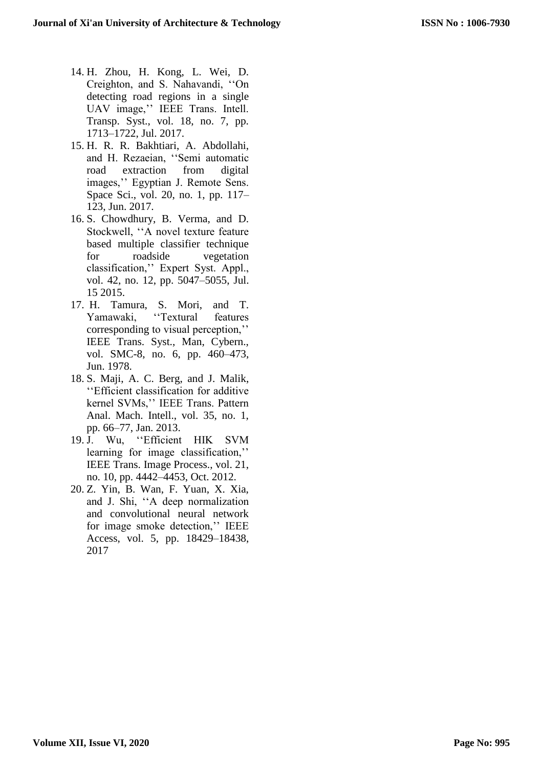14. H. Zhou, H. Kong, L. Wei, D. Creighton, and S. Nahavandi, ''On detecting road regions in a single UAV image,'' IEEE Trans. Intell. Transp. Syst., vol. 18, no. 7, pp. 1713–1722, Jul. 2017.
15. H. R. R. Bakhtiari, A. Abdollahi, and H. Rezaeian, ''Semi automatic road extraction from digital images,'' Egyptian J. Remote Sens. Space Sci., vol. 20, no. 1, pp. 117–123, Jun. 2017.
16. S. Chowdhury, B. Verma, and D. Stockwell, ''A novel texture feature based multiple classifier technique for roadside vegetation classification,'' Expert Syst. Appl., vol. 42, no. 12, pp. 5047–5055, Jul. 15 2015.
17. H. Tamura, S. Mori, and T. Yamawaki, ''Textural features corresponding to visual perception,'' IEEE Trans. Syst., Man, Cybern., vol. SMC-8, no. 6, pp. 460–473, Jun. 1978.
18. S. Maji, A. C. Berg, and J. Malik, ''Efficient classification for additive kernel SVMs,'' IEEE Trans. Pattern Anal. Mach. Intell., vol. 35, no. 1, pp. 66–77, Jan. 2013.
19. J. Wu, ''Efficient HIK SVM learning for image classification,'' IEEE Trans. Image Process., vol. 21, no. 10, pp. 4442–4453, Oct. 2012.
20. Z. Yin, B. Wan, F. Yuan, X. Xia, and J. Shi, ''A deep normalization and convolutional neural network for image smoke detection,'' IEEE Access, vol. 5, pp. 18429–18438, 2017